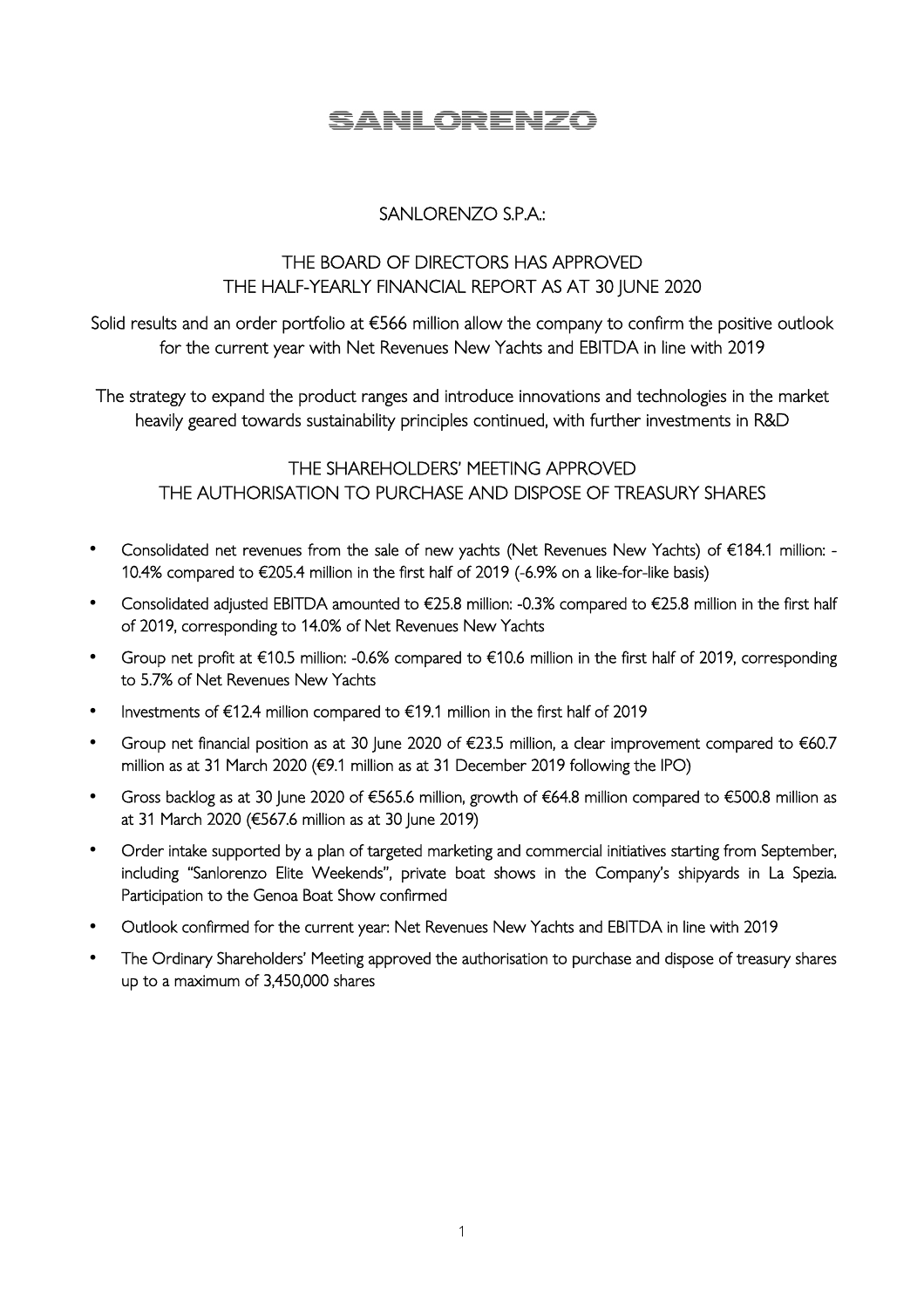# SANLORENZO

## SANLORENZO S.P.A.:

## THE BOARD OF DIRECTORS HAS APPROVED THE HALF-YEARLY FINANCIAL REPORT AS AT 30 JUNE 2020

Solid results and an order portfolio at €566 million allow the company to confirm the positive outlook for the current year with Net Revenues New Yachts and EBITDA in line with 2019

The strategy to expand the product ranges and introduce innovations and technologies in the market heavily geared towards sustainability principles continued, with further investments in R&D

## THE SHAREHOLDERS' MEETING APPROVED THE AUTHORISATION TO PURCHASE AND DISPOSE OF TREASURY SHARES

- Consolidated net revenues from the sale of new yachts (Net Revenues New Yachts) of €184.1 million: -10.4% compared to €205.4 million in the first half of 2019 (-6.9% on a like-for-like basis)
- Consolidated adjusted EBITDA amounted to €25.8 million: -0.3% compared to €25.8 million in the first half of 2019, corresponding to 14.0% of Net Revenues New Yachts
- Group net profit at €10.5 million: -0.6% compared to €10.6 million in the first half of 2019, corresponding to 5.7% of Net Revenues New Yachts
- Investments of €12.4 million compared to €19.1 million in the first half of 2019
- Group net financial position as at 30 June 2020 of €23.5 million, a clear improvement compared to €60.7 million as at 31 March 2020 (€9.1 million as at 31 December 2019 following the IPO)
- Gross backlog as at 30 June 2020 of €565.6 million, growth of €64.8 million compared to €500.8 million as at 31 March 2020 (€567.6 million as at 30 June 2019)
- Order intake supported by a plan of targeted marketing and commercial initiatives starting from September, including "Sanlorenzo Elite Weekends", private boat shows in the Company's shipyards in La Spezia. Participation to the Genoa Boat Show confirmed
- Outlook confirmed for the current year: Net Revenues New Yachts and EBITDA in line with 2019
- The Ordinary Shareholders' Meeting approved the authorisation to purchase and dispose of treasury shares up to a maximum of 3,450,000 shares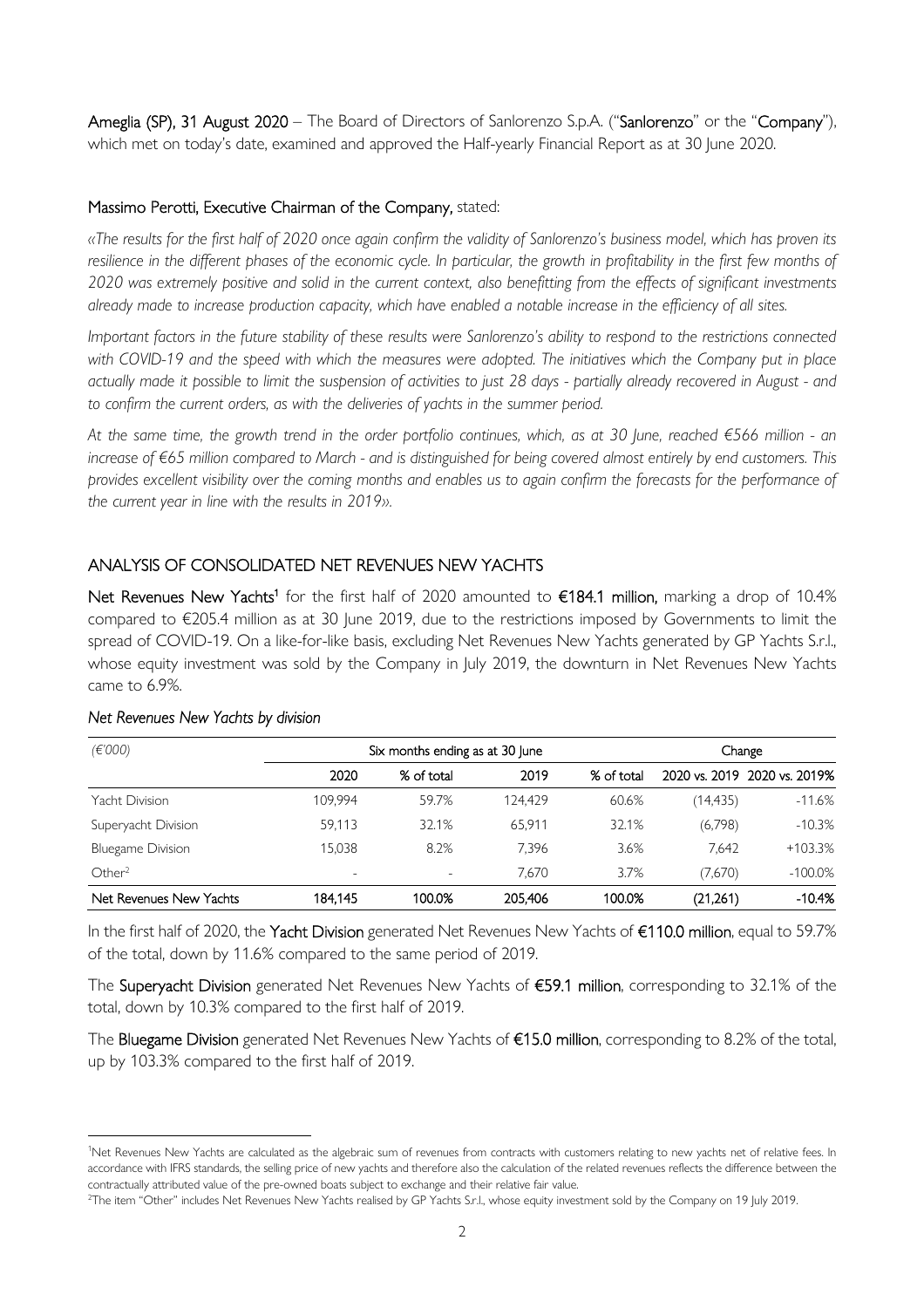**Ameglia (SP), 31 August 2020** – The Board of Directors of Sanlorenzo S.p.A. ("**Sanlorenzo**" or the "**Company**"), which met on today's date, examined and approved the Half-yearly Financial Report as at 30 June 2020.

**Massimo Perotti, Executive Chairman of the Company,** stated:

*«The results for the first half of 2020 once again confirm the validity of Sanlorenzo's business model, which has proven its resilience in the different phases of the economic cycle. In particular, the growth in profitability in the first few months of 2020 was extremely positive and solid in the current context, also benefitting from the effects of significant investments already made to increase production capacity, which have enabled a notable increase in the efficiency of all sites.*

*Important factors in the future stability of these results were Sanlorenzo's ability to respond to the restrictions connected with COVID-19 and the speed with which the measures were adopted. The initiatives which the Company put in place actually made it possible to limit the suspension of activities to just 28 days - partially already recovered in August - and to confirm the current orders, as with the deliveries of yachts in the summer period.*

*At the same time, the growth trend in the order portfolio continues, which, as at 30 June, reached €566 million - an increase of €65 million compared to March - and is distinguished for being covered almost entirely by end customers. This provides excellent visibility over the coming months and enables us to again confirm the forecasts for the performance of the current year in line with the results in 2019».*

## ANALYSIS OF CONSOLIDATED NET REVENUES NEW YACHTS

**Net Revenues New Yachts**[1] for the first half of 2020 amounted to **€184.1 million,** marking a drop of 10.4% compared to €205.4 million as at 30 June 2019, due to the restrictions imposed by Governments to limit the spread of COVID-19. On a like-for-like basis, excluding Net Revenues New Yachts generated by GP Yachts S.r.l., whose equity investment was sold by the Company in July 2019, the downturn in Net Revenues New Yachts came to 6.9%.

*Net Revenues New Yachts by division*

| *(€'000)* | Six months ending as at 30 June | | | | Change | |
|---|---|---|---|---|---|---|
| | 2020 | % of total | 2019 | % of total | 2020 vs. 2019 | 2020 vs. 2019% |
| Yacht Division | 109,994 | 59.7% | 124,429 | 60.6% | (14,435) | -11.6% |
| Superyacht Division | 59,113 | 32.1% | 65,911 | 32.1% | (6,798) | -10.3% |
| Bluegame Division | 15,038 | 8.2% | 7,396 | 3.6% | 7,642 | +103.3% |
| Other[2] | - | - | 7,670 | 3.7% | (7,670) | -100.0% |
| **Net Revenues New Yachts** | **184,145** | **100.0%** | **205,406** | **100.0%** | **(21,261)** | **-10.4%** |

In the first half of 2020, the **Yacht Division** generated Net Revenues New Yachts of **€110.0 million**, equal to 59.7% of the total, down by 11.6% compared to the same period of 2019.

The **Superyacht Division** generated Net Revenues New Yachts of **€59.1 million**, corresponding to 32.1% of the total, down by 10.3% compared to the first half of 2019.

The **Bluegame Division** generated Net Revenues New Yachts of **€15.0 million**, corresponding to 8.2% of the total, up by 103.3% compared to the first half of 2019.

---

[1] Net Revenues New Yachts are calculated as the algebraic sum of revenues from contracts with customers relating to new yachts net of relative fees. In accordance with IFRS standards, the selling price of new yachts and therefore also the calculation of the related revenues reflects the difference between the contractually attributed value of the pre-owned boats subject to exchange and their relative fair value.

[2] The item "Other" includes Net Revenues New Yachts realised by GP Yachts S.r.l., whose equity investment sold by the Company on 19 July 2019.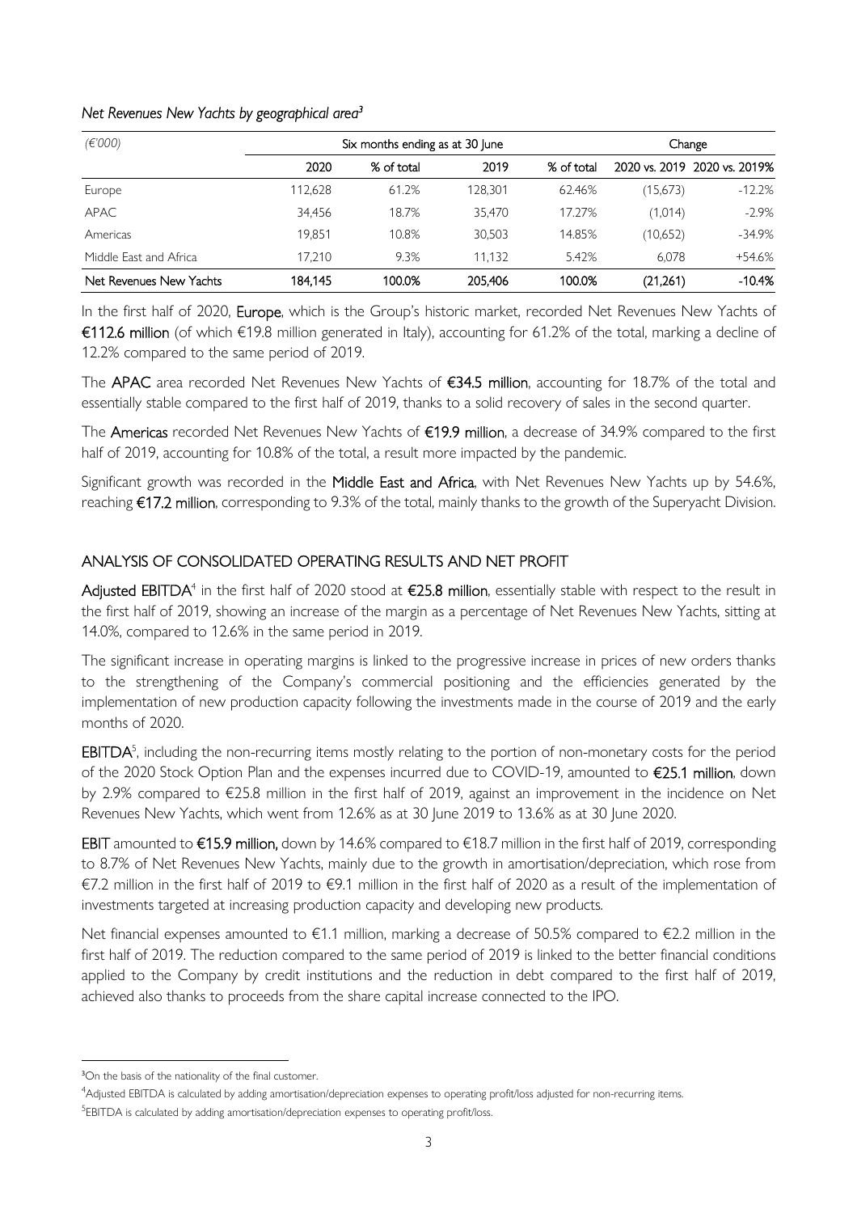*Net Revenues New Yachts by geographical area[3]*

| (€'000) | Six months ending as at 30 June | | | | Change | |
|---|---|---|---|---|---|---|
| | 2020 | % of total | 2019 | % of total | 2020 vs. 2019 | 2020 vs. 2019% |
| Europe | 112,628 | 61.2% | 128,301 | 62.46% | (15,673) | -12.2% |
| APAC | 34,456 | 18.7% | 35,470 | 17.27% | (1,014) | -2.9% |
| Americas | 19,851 | 10.8% | 30,503 | 14.85% | (10,652) | -34.9% |
| Middle East and Africa | 17,210 | 9.3% | 11,132 | 5.42% | 6,078 | +54.6% |
| Net Revenues New Yachts | 184,145 | 100.0% | 205,406 | 100.0% | (21,261) | -10.4% |

In the first half of 2020, **Europe**, which is the Group's historic market, recorded Net Revenues New Yachts of **€112.6 million** (of which €19.8 million generated in Italy), accounting for 61.2% of the total, marking a decline of 12.2% compared to the same period of 2019.

The **APAC** area recorded Net Revenues New Yachts of **€34.5 million**, accounting for 18.7% of the total and essentially stable compared to the first half of 2019, thanks to a solid recovery of sales in the second quarter.

The **Americas** recorded Net Revenues New Yachts of **€19.9 million**, a decrease of 34.9% compared to the first half of 2019, accounting for 10.8% of the total, a result more impacted by the pandemic.

Significant growth was recorded in the **Middle East and Africa**, with Net Revenues New Yachts up by 54.6%, reaching **€17.2 million**, corresponding to 9.3% of the total, mainly thanks to the growth of the Superyacht Division.

## ANALYSIS OF CONSOLIDATED OPERATING RESULTS AND NET PROFIT

**Adjusted EBITDA**[4] in the first half of 2020 stood at **€25.8 million**, essentially stable with respect to the result in the first half of 2019, showing an increase of the margin as a percentage of Net Revenues New Yachts, sitting at 14.0%, compared to 12.6% in the same period in 2019.

The significant increase in operating margins is linked to the progressive increase in prices of new orders thanks to the strengthening of the Company's commercial positioning and the efficiencies generated by the implementation of new production capacity following the investments made in the course of 2019 and the early months of 2020.

**EBITDA**[5], including the non-recurring items mostly relating to the portion of non-monetary costs for the period of the 2020 Stock Option Plan and the expenses incurred due to COVID-19, amounted to **€25.1 million**, down by 2.9% compared to €25.8 million in the first half of 2019, against an improvement in the incidence on Net Revenues New Yachts, which went from 12.6% as at 30 June 2019 to 13.6% as at 30 June 2020.

**EBIT** amounted to **€15.9 million,** down by 14.6% compared to €18.7 million in the first half of 2019, corresponding to 8.7% of Net Revenues New Yachts, mainly due to the growth in amortisation/depreciation, which rose from €7.2 million in the first half of 2019 to €9.1 million in the first half of 2020 as a result of the implementation of investments targeted at increasing production capacity and developing new products.

Net financial expenses amounted to €1.1 million, marking a decrease of 50.5% compared to €2.2 million in the first half of 2019. The reduction compared to the same period of 2019 is linked to the better financial conditions applied to the Company by credit institutions and the reduction in debt compared to the first half of 2019, achieved also thanks to proceeds from the share capital increase connected to the IPO.

---

[3] On the basis of the nationality of the final customer.

[4] Adjusted EBITDA is calculated by adding amortisation/depreciation expenses to operating profit/loss adjusted for non-recurring items.

[5] EBITDA is calculated by adding amortisation/depreciation expenses to operating profit/loss.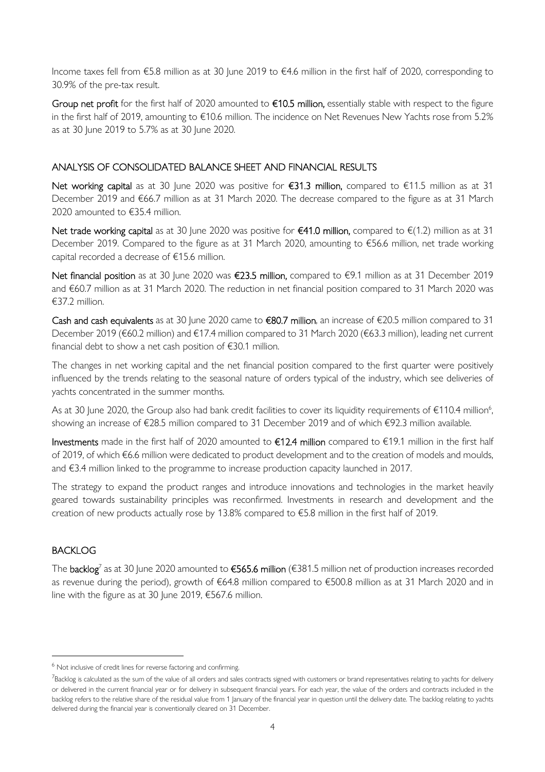Income taxes fell from €5.8 million as at 30 June 2019 to €4.6 million in the first half of 2020, corresponding to 30.9% of the pre-tax result.

**Group net profit** for the first half of 2020 amounted to **€10.5 million,** essentially stable with respect to the figure in the first half of 2019, amounting to €10.6 million. The incidence on Net Revenues New Yachts rose from 5.2% as at 30 June 2019 to 5.7% as at 30 June 2020.

## ANALYSIS OF CONSOLIDATED BALANCE SHEET AND FINANCIAL RESULTS

**Net working capital** as at 30 June 2020 was positive for **€31.3 million,** compared to €11.5 million as at 31 December 2019 and €66.7 million as at 31 March 2020. The decrease compared to the figure as at 31 March 2020 amounted to €35.4 million.

**Net trade working capital** as at 30 June 2020 was positive for **€41.0 million,** compared to €(1.2) million as at 31 December 2019. Compared to the figure as at 31 March 2020, amounting to €56.6 million, net trade working capital recorded a decrease of €15.6 million.

**Net financial position** as at 30 June 2020 was **€23.5 million,** compared to €9.1 million as at 31 December 2019 and €60.7 million as at 31 March 2020. The reduction in net financial position compared to 31 March 2020 was €37.2 million.

**Cash and cash equivalents** as at 30 June 2020 came to **€80.7 million**, an increase of €20.5 million compared to 31 December 2019 (€60.2 million) and €17.4 million compared to 31 March 2020 (€63.3 million), leading net current financial debt to show a net cash position of €30.1 million.

The changes in net working capital and the net financial position compared to the first quarter were positively influenced by the trends relating to the seasonal nature of orders typical of the industry, which see deliveries of yachts concentrated in the summer months.

As at 30 June 2020, the Group also had bank credit facilities to cover its liquidity requirements of €110.4 million[6], showing an increase of €28.5 million compared to 31 December 2019 and of which €92.3 million available.

**Investments** made in the first half of 2020 amounted to **€12.4 million** compared to €19.1 million in the first half of 2019, of which €6.6 million were dedicated to product development and to the creation of models and moulds, and €3.4 million linked to the programme to increase production capacity launched in 2017.

The strategy to expand the product ranges and introduce innovations and technologies in the market heavily geared towards sustainability principles was reconfirmed. Investments in research and development and the creation of new products actually rose by 13.8% compared to €5.8 million in the first half of 2019.

## BACKLOG

The **backlog**[7] as at 30 June 2020 amounted to **€565.6 million** (€381.5 million net of production increases recorded as revenue during the period), growth of €64.8 million compared to €500.8 million as at 31 March 2020 and in line with the figure as at 30 June 2019, €567.6 million.

---

[6] Not inclusive of credit lines for reverse factoring and confirming.

[7] Backlog is calculated as the sum of the value of all orders and sales contracts signed with customers or brand representatives relating to yachts for delivery or delivered in the current financial year or for delivery in subsequent financial years. For each year, the value of the orders and contracts included in the backlog refers to the relative share of the residual value from 1 January of the financial year in question until the delivery date. The backlog relating to yachts delivered during the financial year is conventionally cleared on 31 December.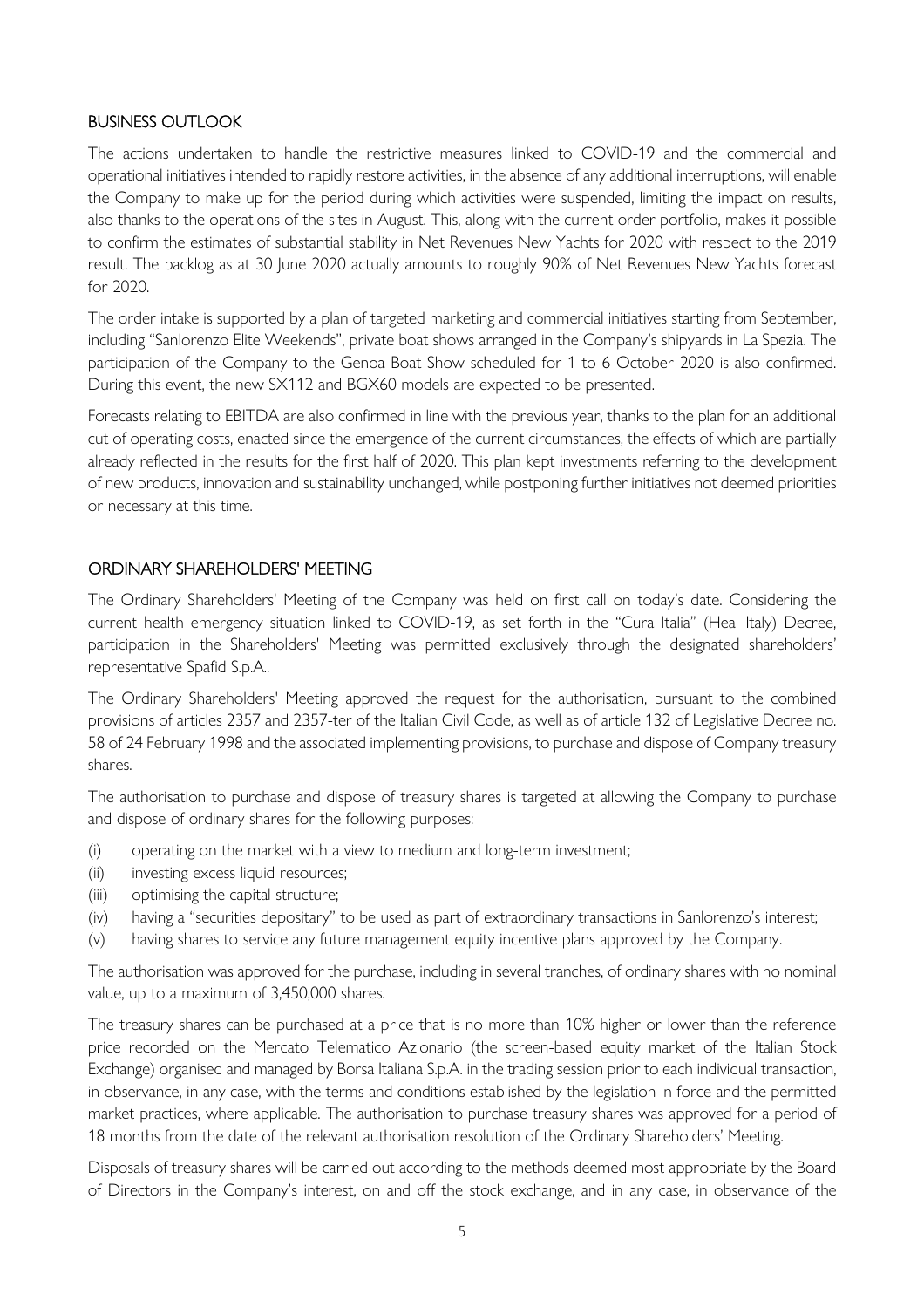## BUSINESS OUTLOOK

The actions undertaken to handle the restrictive measures linked to COVID-19 and the commercial and operational initiatives intended to rapidly restore activities, in the absence of any additional interruptions, will enable the Company to make up for the period during which activities were suspended, limiting the impact on results, also thanks to the operations of the sites in August. This, along with the current order portfolio, makes it possible to confirm the estimates of substantial stability in Net Revenues New Yachts for 2020 with respect to the 2019 result. The backlog as at 30 June 2020 actually amounts to roughly 90% of Net Revenues New Yachts forecast for 2020.

The order intake is supported by a plan of targeted marketing and commercial initiatives starting from September, including "Sanlorenzo Elite Weekends", private boat shows arranged in the Company's shipyards in La Spezia. The participation of the Company to the Genoa Boat Show scheduled for 1 to 6 October 2020 is also confirmed. During this event, the new SX112 and BGX60 models are expected to be presented.

Forecasts relating to EBITDA are also confirmed in line with the previous year, thanks to the plan for an additional cut of operating costs, enacted since the emergence of the current circumstances, the effects of which are partially already reflected in the results for the first half of 2020. This plan kept investments referring to the development of new products, innovation and sustainability unchanged, while postponing further initiatives not deemed priorities or necessary at this time.

## ORDINARY SHAREHOLDERS' MEETING

The Ordinary Shareholders' Meeting of the Company was held on first call on today's date. Considering the current health emergency situation linked to COVID-19, as set forth in the "Cura Italia" (Heal Italy) Decree, participation in the Shareholders' Meeting was permitted exclusively through the designated shareholders' representative Spafid S.p.A..

The Ordinary Shareholders' Meeting approved the request for the authorisation, pursuant to the combined provisions of articles 2357 and 2357-ter of the Italian Civil Code, as well as of article 132 of Legislative Decree no. 58 of 24 February 1998 and the associated implementing provisions, to purchase and dispose of Company treasury shares.

The authorisation to purchase and dispose of treasury shares is targeted at allowing the Company to purchase and dispose of ordinary shares for the following purposes:

- (i) operating on the market with a view to medium and long-term investment;
- (ii) investing excess liquid resources;
- (iii) optimising the capital structure;
- (iv) having a "securities depositary" to be used as part of extraordinary transactions in Sanlorenzo's interest;
- (v) having shares to service any future management equity incentive plans approved by the Company.

The authorisation was approved for the purchase, including in several tranches, of ordinary shares with no nominal value, up to a maximum of 3,450,000 shares.

The treasury shares can be purchased at a price that is no more than 10% higher or lower than the reference price recorded on the Mercato Telematico Azionario (the screen-based equity market of the Italian Stock Exchange) organised and managed by Borsa Italiana S.p.A. in the trading session prior to each individual transaction, in observance, in any case, with the terms and conditions established by the legislation in force and the permitted market practices, where applicable. The authorisation to purchase treasury shares was approved for a period of 18 months from the date of the relevant authorisation resolution of the Ordinary Shareholders' Meeting.

Disposals of treasury shares will be carried out according to the methods deemed most appropriate by the Board of Directors in the Company's interest, on and off the stock exchange, and in any case, in observance of the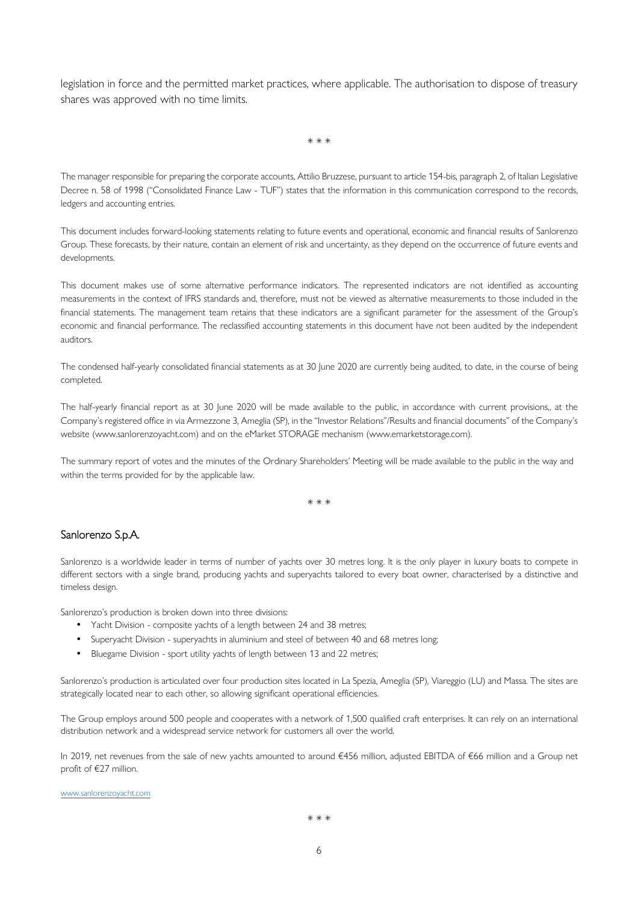legislation in force and the permitted market practices, where applicable. The authorisation to dispose of treasury shares was approved with no time limits.

\* \* \*

The manager responsible for preparing the corporate accounts, Attilio Bruzzese, pursuant to article 154-bis, paragraph 2, of Italian Legislative Decree n. 58 of 1998 ("Consolidated Finance Law - TUF") states that the information in this communication correspond to the records, ledgers and accounting entries.

This document includes forward-looking statements relating to future events and operational, economic and financial results of Sanlorenzo Group. These forecasts, by their nature, contain an element of risk and uncertainty, as they depend on the occurrence of future events and developments.

This document makes use of some alternative performance indicators. The represented indicators are not identified as accounting measurements in the context of IFRS standards and, therefore, must not be viewed as alternative measurements to those included in the financial statements. The management team retains that these indicators are a significant parameter for the assessment of the Group's economic and financial performance. The reclassified accounting statements in this document have not been audited by the independent auditors.

The condensed half-yearly consolidated financial statements as at 30 June 2020 are currently being audited, to date, in the course of being completed.

The half-yearly financial report as at 30 June 2020 will be made available to the public, in accordance with current provisions,, at the Company's registered office in via Armezzone 3, Ameglia (SP), in the "Investor Relations"/Results and financial documents" of the Company's website (www.sanlorenzoyacht.com) and on the eMarket STORAGE mechanism (www.emarketstorage.com).

The summary report of votes and the minutes of the Ordinary Shareholders' Meeting will be made available to the public in the way and within the terms provided for by the applicable law.

\* \* \*

## Sanlorenzo S.p.A.

Sanlorenzo is a worldwide leader in terms of number of yachts over 30 metres long. It is the only player in luxury boats to compete in different sectors with a single brand, producing yachts and superyachts tailored to every boat owner, characterised by a distinctive and timeless design.

Sanlorenzo's production is broken down into three divisions:

- Yacht Division - composite yachts of a length between 24 and 38 metres;
- Superyacht Division - superyachts in aluminium and steel of between 40 and 68 metres long;
- Bluegame Division - sport utility yachts of length between 13 and 22 metres;

Sanlorenzo's production is articulated over four production sites located in La Spezia, Ameglia (SP), Viareggio (LU) and Massa. The sites are strategically located near to each other, so allowing significant operational efficiencies.

The Group employs around 500 people and cooperates with a network of 1,500 qualified craft enterprises. It can rely on an international distribution network and a widespread service network for customers all over the world.

In 2019, net revenues from the sale of new yachts amounted to around €456 million, adjusted EBITDA of €66 million and a Group net profit of €27 million.

www.sanlorenzoyacht.com

\* \* \*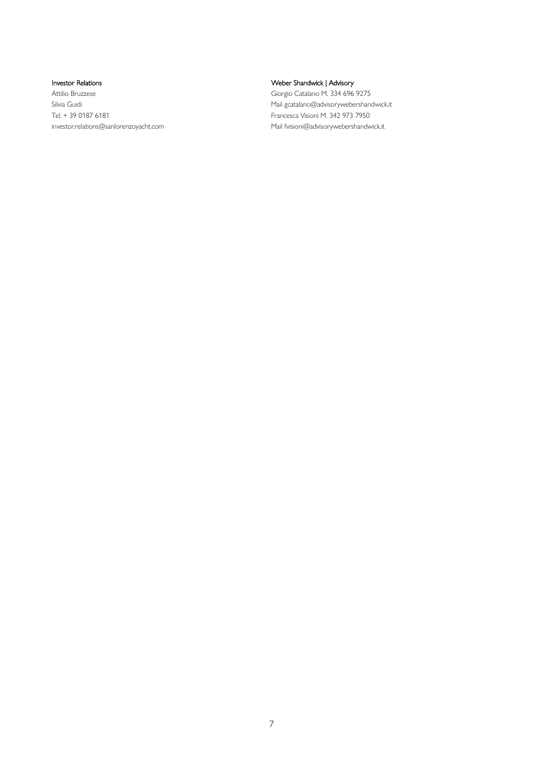**Investor Relations**
Attilio Bruzzese
Silvia Guidi
Tel. + 39 0187 6181
investor.relations@sanlorenzoyacht.com

**Weber Shandwick | Advisory**
Giorgio Catalano M. 334 696 9275
Mail gcatalano@advisorywebershandwick.it
Francesca Visioni M. 342 973 7950
Mail fvisioni@advisorywebershandwick.it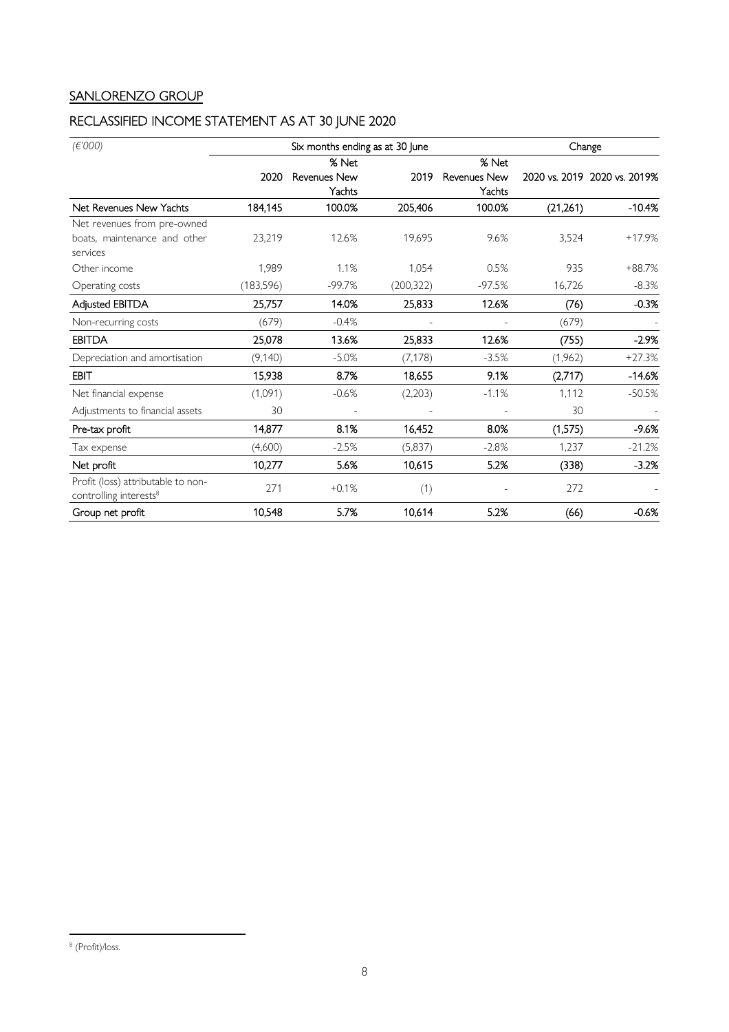## SANLORENZO GROUP

## RECLASSIFIED INCOME STATEMENT AS AT 30 JUNE 2020

| *(€'000)* | Six months ending as at 30 June | | | | Change | |
|---|---|---|---|---|---|---|
| | 2020 | % Net Revenues New Yachts | 2019 | % Net Revenues New Yachts | 2020 vs. 2019 | 2020 vs. 2019% |
| **Net Revenues New Yachts** | **184,145** | **100.0%** | **205,406** | **100.0%** | **(21,261)** | **-10.4%** |
| Net revenues from pre-owned boats, maintenance and other services | 23,219 | 12.6% | 19,695 | 9.6% | 3,524 | +17.9% |
| Other income | 1,989 | 1.1% | 1,054 | 0.5% | 935 | +88.7% |
| Operating costs | (183,596) | -99.7% | (200,322) | -97.5% | 16,726 | -8.3% |
| **Adjusted EBITDA** | **25,757** | **14.0%** | **25,833** | **12.6%** | **(76)** | **-0.3%** |
| Non-recurring costs | (679) | -0.4% | - | - | (679) | - |
| **EBITDA** | **25,078** | **13.6%** | **25,833** | **12.6%** | **(755)** | **-2.9%** |
| Depreciation and amortisation | (9,140) | -5.0% | (7,178) | -3.5% | (1,962) | +27.3% |
| **EBIT** | **15,938** | **8.7%** | **18,655** | **9.1%** | **(2,717)** | **-14.6%** |
| Net financial expense | (1,091) | -0.6% | (2,203) | -1.1% | 1,112 | -50.5% |
| Adjustments to financial assets | 30 | - | - | - | 30 | - |
| **Pre-tax profit** | **14,877** | **8.1%** | **16,452** | **8.0%** | **(1,575)** | **-9.6%** |
| Tax expense | (4,600) | -2.5% | (5,837) | -2.8% | 1,237 | -21.2% |
| **Net profit** | **10,277** | **5.6%** | **10,615** | **5.2%** | **(338)** | **-3.2%** |
| Profit (loss) attributable to non-controlling interests[8] | 271 | +0.1% | (1) | - | 272 | - |
| **Group net profit** | **10,548** | **5.7%** | **10,614** | **5.2%** | **(66)** | **-0.6%** |

[8] (Profit)/loss.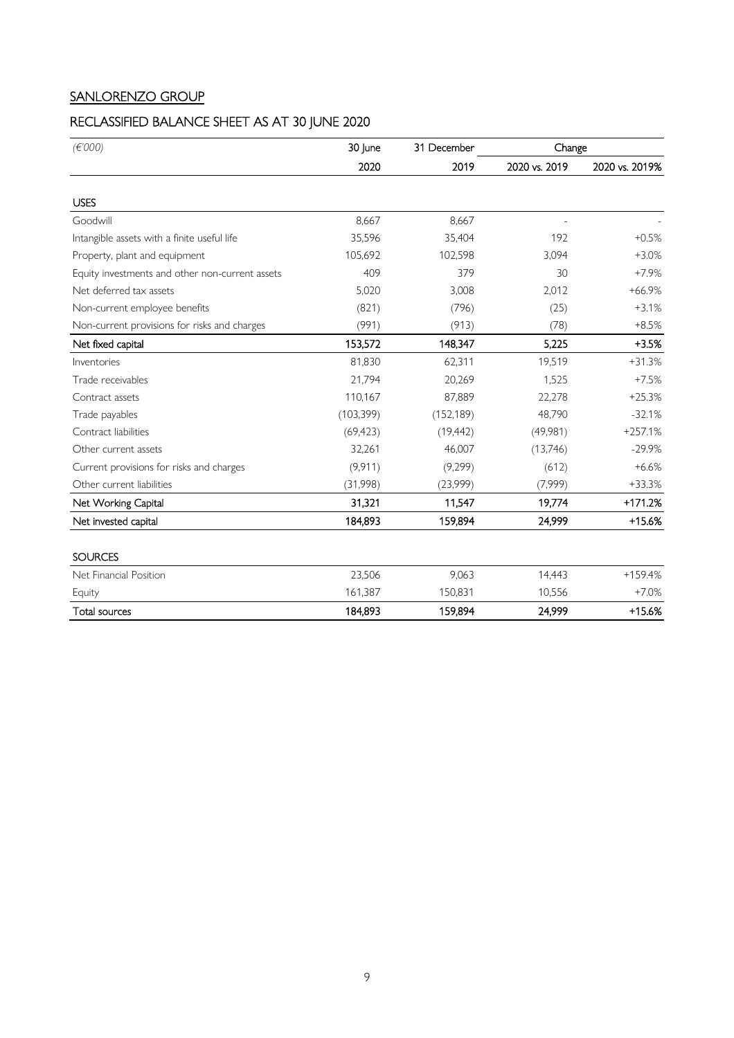## SANLORENZO GROUP

## RECLASSIFIED BALANCE SHEET AS AT 30 JUNE 2020

| *(€'000)* | 30 June | 31 December | Change | |
|---|---|---|---|---|
| | 2020 | 2019 | 2020 vs. 2019 | 2020 vs. 2019% |
| **USES** | | | | |
| Goodwill | 8,667 | 8,667 | - | - |
| Intangible assets with a finite useful life | 35,596 | 35,404 | 192 | +0.5% |
| Property, plant and equipment | 105,692 | 102,598 | 3,094 | +3.0% |
| Equity investments and other non-current assets | 409 | 379 | 30 | +7.9% |
| Net deferred tax assets | 5,020 | 3,008 | 2,012 | +66.9% |
| Non-current employee benefits | (821) | (796) | (25) | +3.1% |
| Non-current provisions for risks and charges | (991) | (913) | (78) | +8.5% |
| **Net fixed capital** | **153,572** | **148,347** | **5,225** | **+3.5%** |
| Inventories | 81,830 | 62,311 | 19,519 | +31.3% |
| Trade receivables | 21,794 | 20,269 | 1,525 | +7.5% |
| Contract assets | 110,167 | 87,889 | 22,278 | +25.3% |
| Trade payables | (103,399) | (152,189) | 48,790 | -32.1% |
| Contract liabilities | (69,423) | (19,442) | (49,981) | +257.1% |
| Other current assets | 32,261 | 46,007 | (13,746) | -29.9% |
| Current provisions for risks and charges | (9,911) | (9,299) | (612) | +6.6% |
| Other current liabilities | (31,998) | (23,999) | (7,999) | +33.3% |
| **Net Working Capital** | **31,321** | **11,547** | **19,774** | **+171.2%** |
| **Net invested capital** | **184,893** | **159,894** | **24,999** | **+15.6%** |
| **SOURCES** | | | | |
| Net Financial Position | 23,506 | 9,063 | 14,443 | +159.4% |
| Equity | 161,387 | 150,831 | 10,556 | +7.0% |
| **Total sources** | **184,893** | **159,894** | **24,999** | **+15.6%** |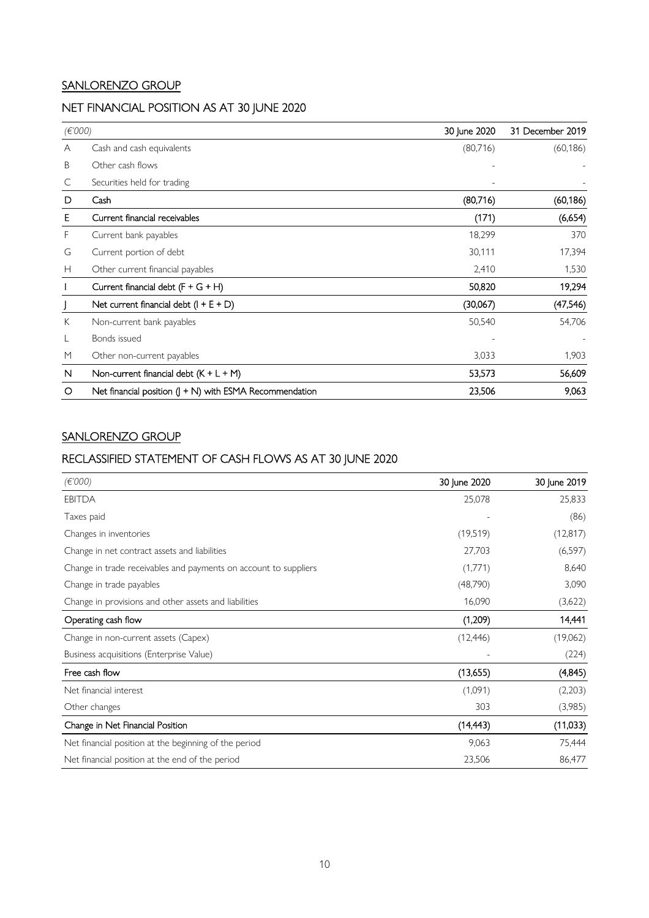## SANLORENZO GROUP

## NET FINANCIAL POSITION AS AT 30 JUNE 2020

| | *(€'000)* | 30 June 2020 | 31 December 2019 |
|---|---|---|---|
| A | Cash and cash equivalents | (80,716) | (60,186) |
| B | Other cash flows | - | - |
| C | Securities held for trading | - | - |
| D | Cash | (80,716) | (60,186) |
| E | Current financial receivables | (171) | (6,654) |
| F | Current bank payables | 18,299 | 370 |
| G | Current portion of debt | 30,111 | 17,394 |
| H | Other current financial payables | 2,410 | 1,530 |
| I | Current financial debt (F + G + H) | 50,820 | 19,294 |
| J | Net current financial debt (I + E + D) | (30,067) | (47,546) |
| K | Non-current bank payables | 50,540 | 54,706 |
| L | Bonds issued | - | - |
| M | Other non-current payables | 3,033 | 1,903 |
| N | Non-current financial debt (K + L + M) | 53,573 | 56,609 |
| O | Net financial position (J + N) with ESMA Recommendation | 23,506 | 9,063 |

## SANLORENZO GROUP

## RECLASSIFIED STATEMENT OF CASH FLOWS AS AT 30 JUNE 2020

| *(€'000)* | 30 June 2020 | 30 June 2019 |
|---|---|---|
| EBITDA | 25,078 | 25,833 |
| Taxes paid | - | (86) |
| Changes in inventories | (19,519) | (12,817) |
| Change in net contract assets and liabilities | 27,703 | (6,597) |
| Change in trade receivables and payments on account to suppliers | (1,771) | 8,640 |
| Change in trade payables | (48,790) | 3,090 |
| Change in provisions and other assets and liabilities | 16,090 | (3,622) |
| Operating cash flow | (1,209) | 14,441 |
| Change in non-current assets (Capex) | (12,446) | (19,062) |
| Business acquisitions (Enterprise Value) | - | (224) |
| Free cash flow | (13,655) | (4,845) |
| Net financial interest | (1,091) | (2,203) |
| Other changes | 303 | (3,985) |
| Change in Net Financial Position | (14,443) | (11,033) |
| Net financial position at the beginning of the period | 9,063 | 75,444 |
| Net financial position at the end of the period | 23,506 | 86,477 |